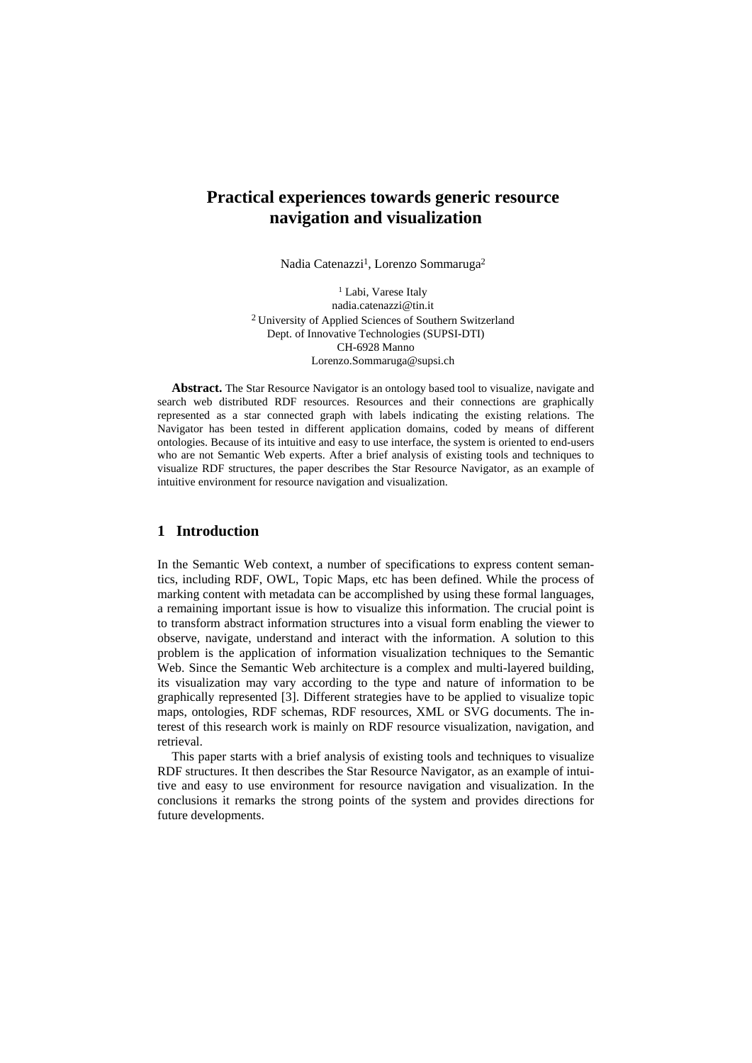# Practical experiences towards generic resource navigation and visualization

Nadia Catenazzi[1], Lorenzo Sommaruga[2]

[1] Labi, Varese Italy
nadia.catenazzi@tin.it
[2] University of Applied Sciences of Southern Switzerland
Dept. of Innovative Technologies (SUPSI-DTI)
CH-6928 Manno
Lorenzo.Sommaruga@supsi.ch

**Abstract.** The Star Resource Navigator is an ontology based tool to visualize, navigate and search web distributed RDF resources. Resources and their connections are graphically represented as a star connected graph with labels indicating the existing relations. The Navigator has been tested in different application domains, coded by means of different ontologies. Because of its intuitive and easy to use interface, the system is oriented to end-users who are not Semantic Web experts. After a brief analysis of existing tools and techniques to visualize RDF structures, the paper describes the Star Resource Navigator, as an example of intuitive environment for resource navigation and visualization.

## 1 Introduction

In the Semantic Web context, a number of specifications to express content semantics, including RDF, OWL, Topic Maps, etc has been defined. While the process of marking content with metadata can be accomplished by using these formal languages, a remaining important issue is how to visualize this information. The crucial point is to transform abstract information structures into a visual form enabling the viewer to observe, navigate, understand and interact with the information. A solution to this problem is the application of information visualization techniques to the Semantic Web. Since the Semantic Web architecture is a complex and multi-layered building, its visualization may vary according to the type and nature of information to be graphically represented [3]. Different strategies have to be applied to visualize topic maps, ontologies, RDF schemas, RDF resources, XML or SVG documents. The interest of this research work is mainly on RDF resource visualization, navigation, and retrieval.

This paper starts with a brief analysis of existing tools and techniques to visualize RDF structures. It then describes the Star Resource Navigator, as an example of intuitive and easy to use environment for resource navigation and visualization. In the conclusions it remarks the strong points of the system and provides directions for future developments.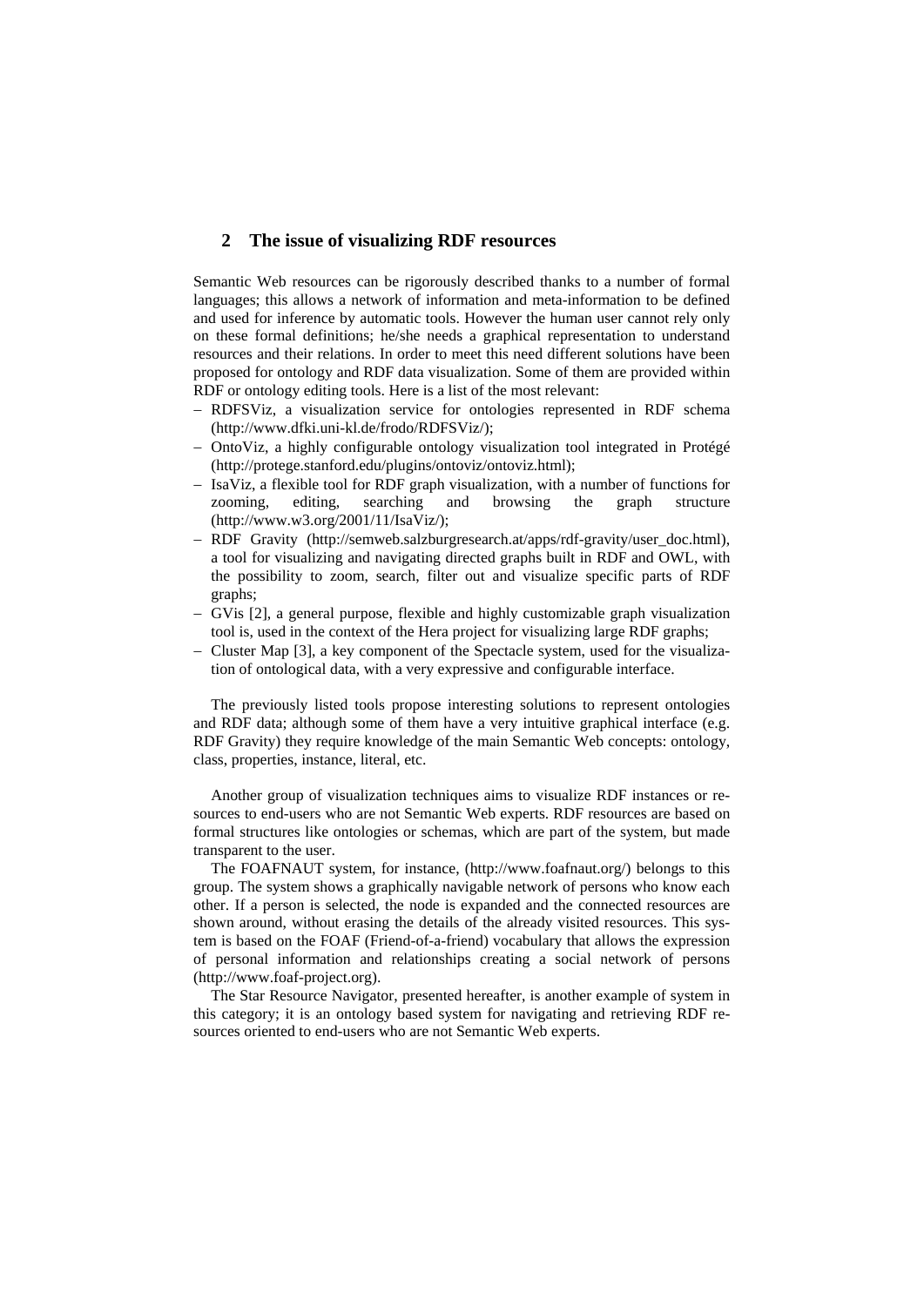## 2 The issue of visualizing RDF resources

Semantic Web resources can be rigorously described thanks to a number of formal languages; this allows a network of information and meta-information to be defined and used for inference by automatic tools. However the human user cannot rely only on these formal definitions; he/she needs a graphical representation to understand resources and their relations. In order to meet this need different solutions have been proposed for ontology and RDF data visualization. Some of them are provided within RDF or ontology editing tools. Here is a list of the most relevant:

- RDFSViz, a visualization service for ontologies represented in RDF schema (http://www.dfki.uni-kl.de/frodo/RDFSViz/);
- OntoViz, a highly configurable ontology visualization tool integrated in Protégé (http://protege.stanford.edu/plugins/ontoviz/ontoviz.html);
- IsaViz, a flexible tool for RDF graph visualization, with a number of functions for zooming, editing, searching and browsing the graph structure (http://www.w3.org/2001/11/IsaViz/);
- RDF Gravity (http://semweb.salzburgresearch.at/apps/rdf-gravity/user_doc.html), a tool for visualizing and navigating directed graphs built in RDF and OWL, with the possibility to zoom, search, filter out and visualize specific parts of RDF graphs;
- GVis [2], a general purpose, flexible and highly customizable graph visualization tool is, used in the context of the Hera project for visualizing large RDF graphs;
- Cluster Map [3], a key component of the Spectacle system, used for the visualization of ontological data, with a very expressive and configurable interface.

The previously listed tools propose interesting solutions to represent ontologies and RDF data; although some of them have a very intuitive graphical interface (e.g. RDF Gravity) they require knowledge of the main Semantic Web concepts: ontology, class, properties, instance, literal, etc.

Another group of visualization techniques aims to visualize RDF instances or resources to end-users who are not Semantic Web experts. RDF resources are based on formal structures like ontologies or schemas, which are part of the system, but made transparent to the user.

The FOAFNAUT system, for instance, (http://www.foafnaut.org/) belongs to this group. The system shows a graphically navigable network of persons who know each other. If a person is selected, the node is expanded and the connected resources are shown around, without erasing the details of the already visited resources. This system is based on the FOAF (Friend-of-a-friend) vocabulary that allows the expression of personal information and relationships creating a social network of persons (http://www.foaf-project.org).

The Star Resource Navigator, presented hereafter, is another example of system in this category; it is an ontology based system for navigating and retrieving RDF resources oriented to end-users who are not Semantic Web experts.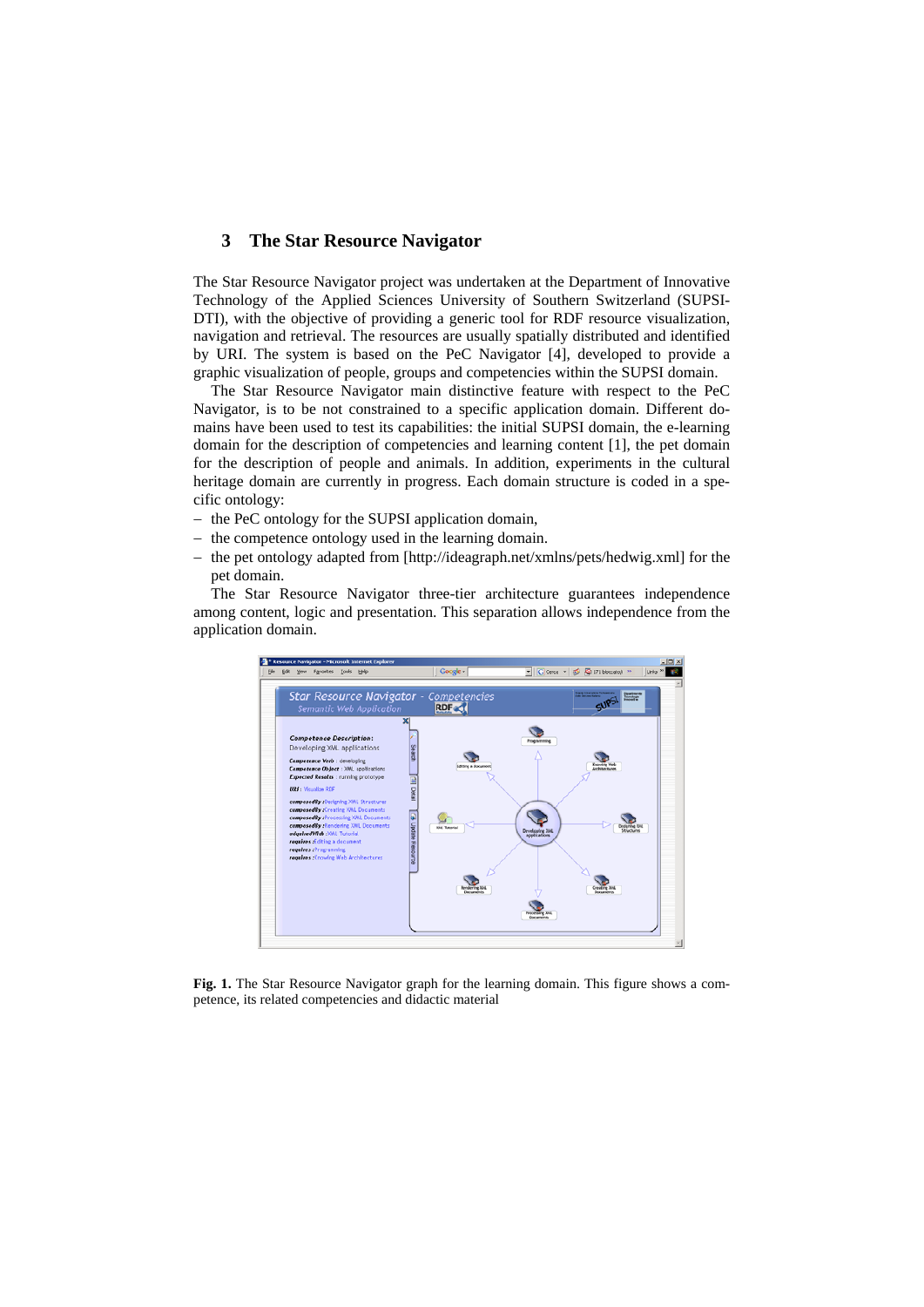## 3 The Star Resource Navigator

The Star Resource Navigator project was undertaken at the Department of Innovative Technology of the Applied Sciences University of Southern Switzerland (SUPSI-DTI), with the objective of providing a generic tool for RDF resource visualization, navigation and retrieval. The resources are usually spatially distributed and identified by URI. The system is based on the PeC Navigator [4], developed to provide a graphic visualization of people, groups and competencies within the SUPSI domain.

The Star Resource Navigator main distinctive feature with respect to the PeC Navigator, is to be not constrained to a specific application domain. Different domains have been used to test its capabilities: the initial SUPSI domain, the e-learning domain for the description of competencies and learning content [1], the pet domain for the description of people and animals. In addition, experiments in the cultural heritage domain are currently in progress. Each domain structure is coded in a specific ontology:

- the PeC ontology for the SUPSI application domain,
- the competence ontology used in the learning domain.
- the pet ontology adapted from [http://ideagraph.net/xmlns/pets/hedwig.xml] for the pet domain.

The Star Resource Navigator three-tier architecture guarantees independence among content, logic and presentation. This separation allows independence from the application domain.

**Fig. 1.** The Star Resource Navigator graph for the learning domain. This figure shows a competence, its related competencies and didactic material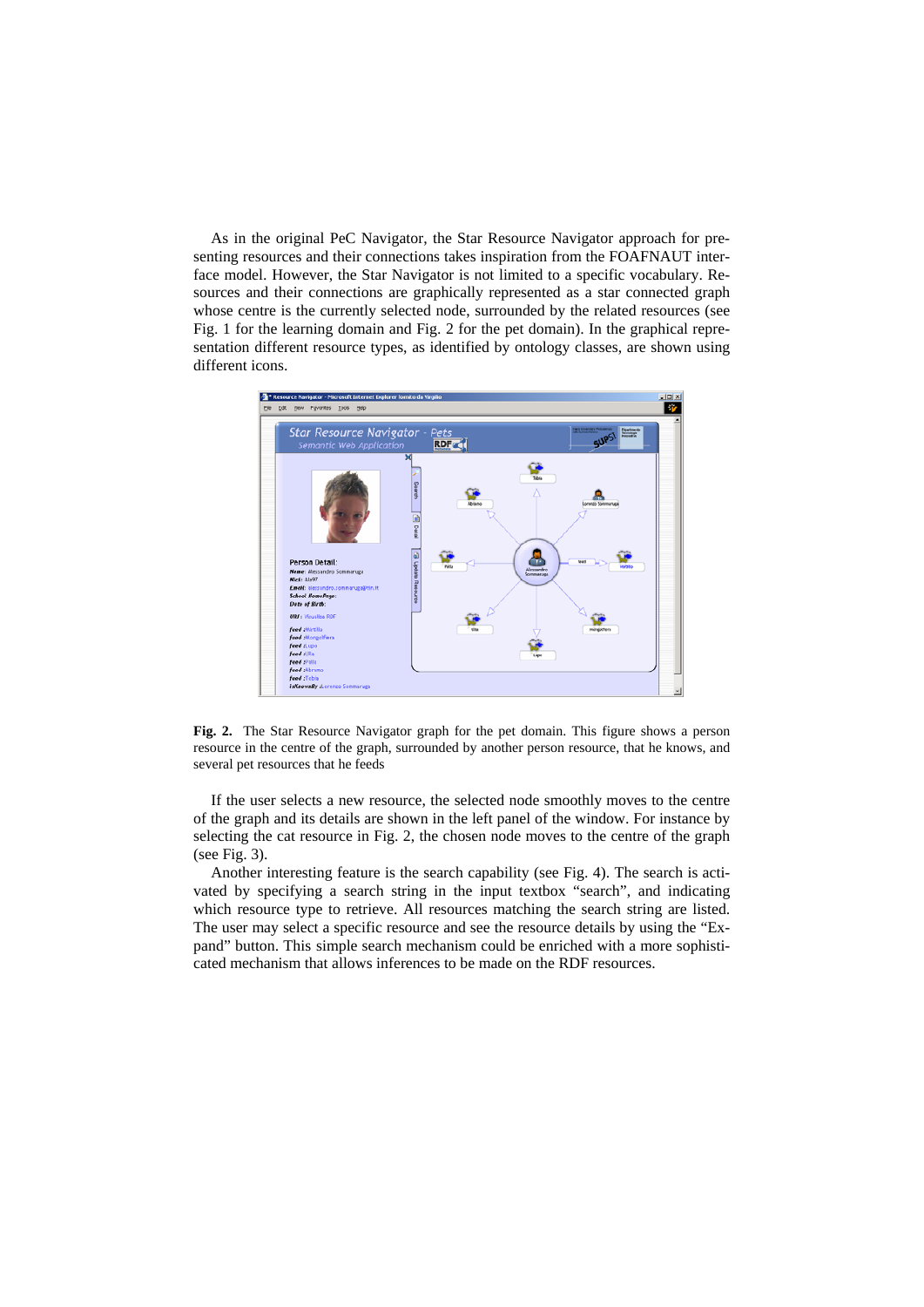As in the original PeC Navigator, the Star Resource Navigator approach for presenting resources and their connections takes inspiration from the FOAFNAUT interface model. However, the Star Navigator is not limited to a specific vocabulary. Resources and their connections are graphically represented as a star connected graph whose centre is the currently selected node, surrounded by the related resources (see Fig. 1 for the learning domain and Fig. 2 for the pet domain). In the graphical representation different resource types, as identified by ontology classes, are shown using different icons.

**Fig. 2.** The Star Resource Navigator graph for the pet domain. This figure shows a person resource in the centre of the graph, surrounded by another person resource, that he knows, and several pet resources that he feeds

If the user selects a new resource, the selected node smoothly moves to the centre of the graph and its details are shown in the left panel of the window. For instance by selecting the cat resource in Fig. 2, the chosen node moves to the centre of the graph (see Fig. 3).

Another interesting feature is the search capability (see Fig. 4). The search is activated by specifying a search string in the input textbox "search", and indicating which resource type to retrieve. All resources matching the search string are listed. The user may select a specific resource and see the resource details by using the "Expand" button. This simple search mechanism could be enriched with a more sophisticated mechanism that allows inferences to be made on the RDF resources.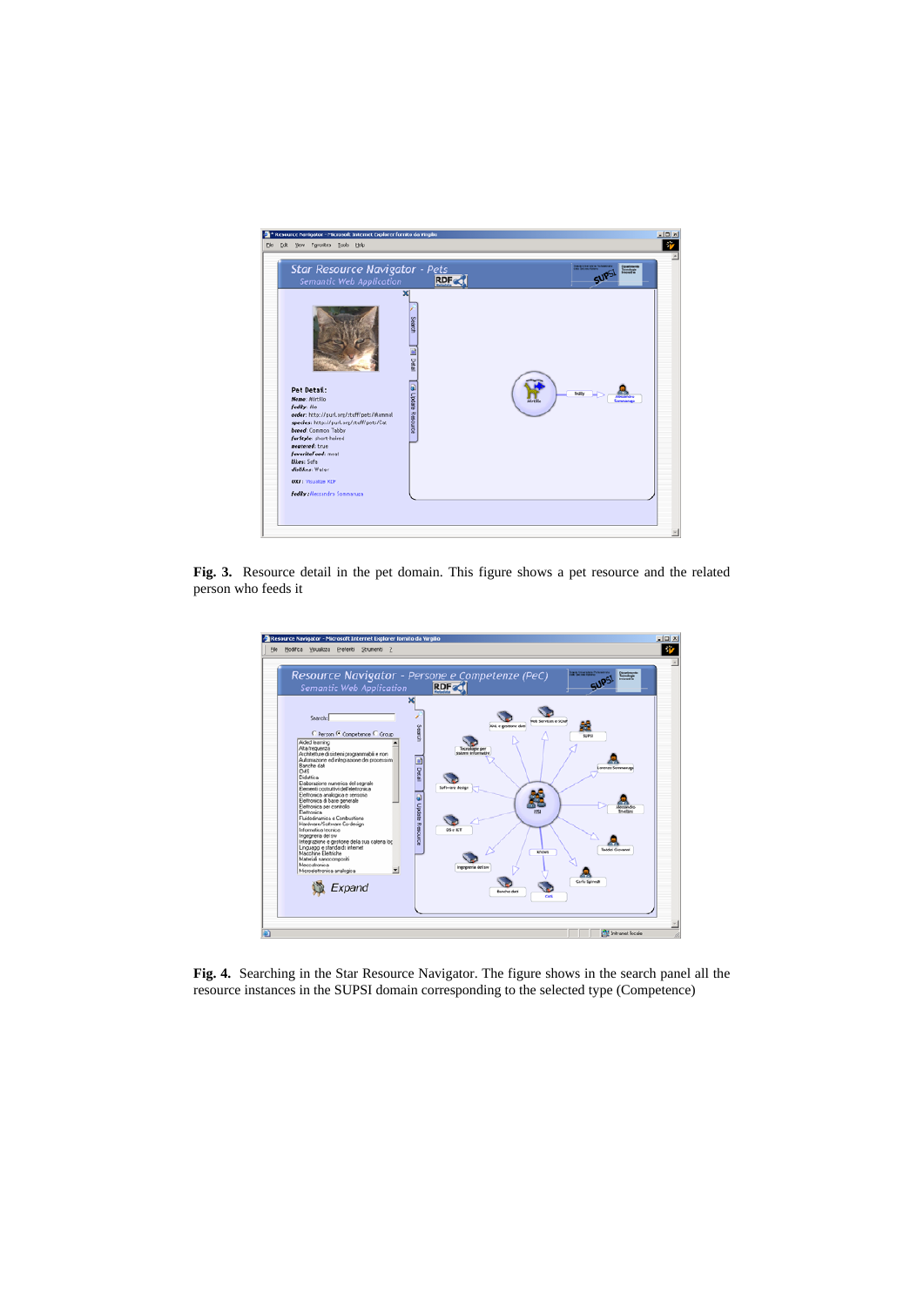**Fig. 3.** Resource detail in the pet domain. This figure shows a pet resource and the related person who feeds it

**Fig. 4.** Searching in the Star Resource Navigator. The figure shows in the search panel all the resource instances in the SUPSI domain corresponding to the selected type (Competence)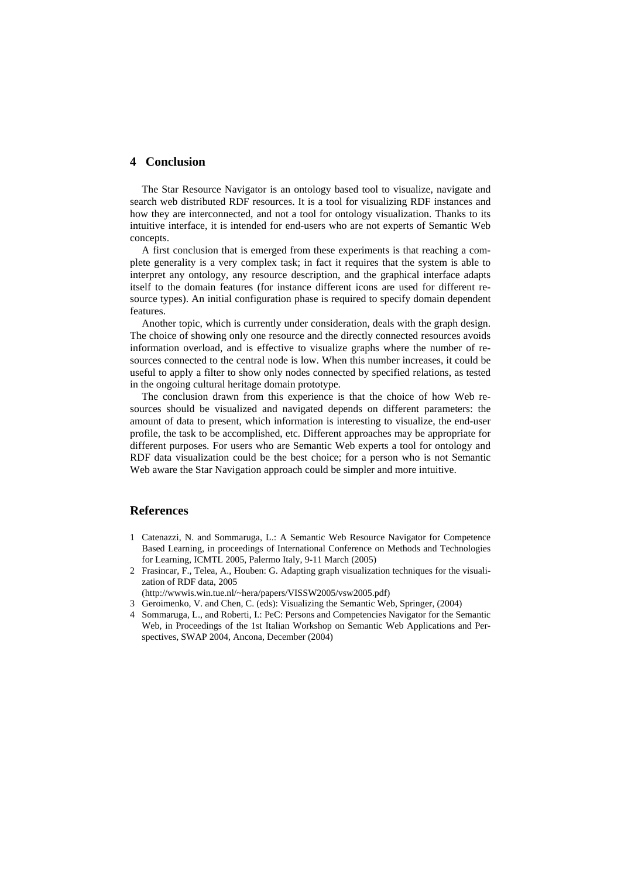## 4 Conclusion

The Star Resource Navigator is an ontology based tool to visualize, navigate and search web distributed RDF resources. It is a tool for visualizing RDF instances and how they are interconnected, and not a tool for ontology visualization. Thanks to its intuitive interface, it is intended for end-users who are not experts of Semantic Web concepts.

A first conclusion that is emerged from these experiments is that reaching a complete generality is a very complex task; in fact it requires that the system is able to interpret any ontology, any resource description, and the graphical interface adapts itself to the domain features (for instance different icons are used for different resource types). An initial configuration phase is required to specify domain dependent features.

Another topic, which is currently under consideration, deals with the graph design. The choice of showing only one resource and the directly connected resources avoids information overload, and is effective to visualize graphs where the number of resources connected to the central node is low. When this number increases, it could be useful to apply a filter to show only nodes connected by specified relations, as tested in the ongoing cultural heritage domain prototype.

The conclusion drawn from this experience is that the choice of how Web resources should be visualized and navigated depends on different parameters: the amount of data to present, which information is interesting to visualize, the end-user profile, the task to be accomplished, etc. Different approaches may be appropriate for different purposes. For users who are Semantic Web experts a tool for ontology and RDF data visualization could be the best choice; for a person who is not Semantic Web aware the Star Navigation approach could be simpler and more intuitive.

## References

1. Catenazzi, N. and Sommaruga, L.: A Semantic Web Resource Navigator for Competence Based Learning, in proceedings of International Conference on Methods and Technologies for Learning, ICMTL 2005, Palermo Italy, 9-11 March (2005)
2. Frasincar, F., Telea, A., Houben: G. Adapting graph visualization techniques for the visualization of RDF data, 2005 (http://wwwis.win.tue.nl/~hera/papers/VISSW2005/vsw2005.pdf)
3. Geroimenko, V. and Chen, C. (eds): Visualizing the Semantic Web, Springer, (2004)
4. Sommaruga, L., and Roberti, I.: PeC: Persons and Competencies Navigator for the Semantic Web, in Proceedings of the 1st Italian Workshop on Semantic Web Applications and Perspectives, SWAP 2004, Ancona, December (2004)